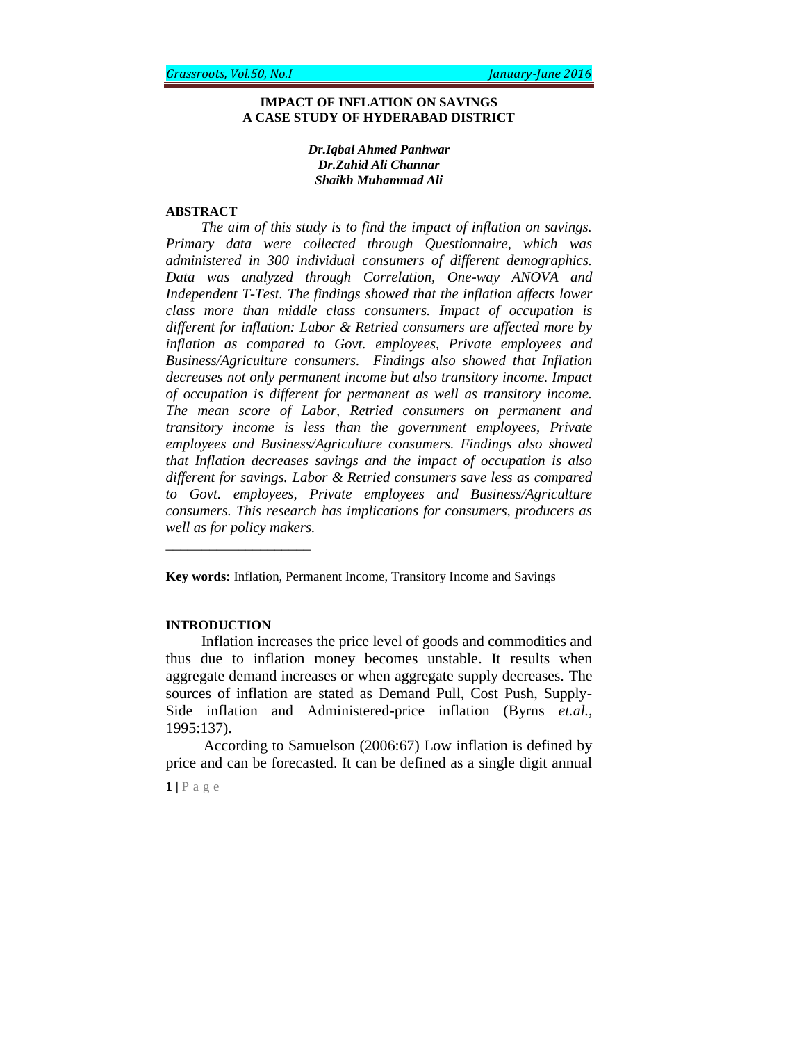# IMPACT OF INFLATION ON SAVINGS
## A CASE STUDY OF HYDERABAD DISTRICT

***Dr.Iqbal Ahmed Panhwar***
***Dr.Zahid Ali Channar***
***Shaikh Muhammad Ali***

## ABSTRACT

*The aim of this study is to find the impact of inflation on savings. Primary data were collected through Questionnaire, which was administered in 300 individual consumers of different demographics. Data was analyzed through Correlation, One-way ANOVA and Independent T-Test. The findings showed that the inflation affects lower class more than middle class consumers. Impact of occupation is different for inflation: Labor & Retried consumers are affected more by inflation as compared to Govt. employees, Private employees and Business/Agriculture consumers. Findings also showed that Inflation decreases not only permanent income but also transitory income. Impact of occupation is different for permanent as well as transitory income. The mean score of Labor, Retried consumers on permanent and transitory income is less than the government employees, Private employees and Business/Agriculture consumers. Findings also showed that Inflation decreases savings and the impact of occupation is also different for savings. Labor & Retried consumers save less as compared to Govt. employees, Private employees and Business/Agriculture consumers. This research has implications for consumers, producers as well as for policy makers.*

---

**Key words:** Inflation, Permanent Income, Transitory Income and Savings

## INTRODUCTION

Inflation increases the price level of goods and commodities and thus due to inflation money becomes unstable. It results when aggregate demand increases or when aggregate supply decreases. The sources of inflation are stated as Demand Pull, Cost Push, Supply-Side inflation and Administered-price inflation (Byrns *et.al.,* 1995:137).

According to Samuelson (2006:67) Low inflation is defined by price and can be forecasted. It can be defined as a single digit annual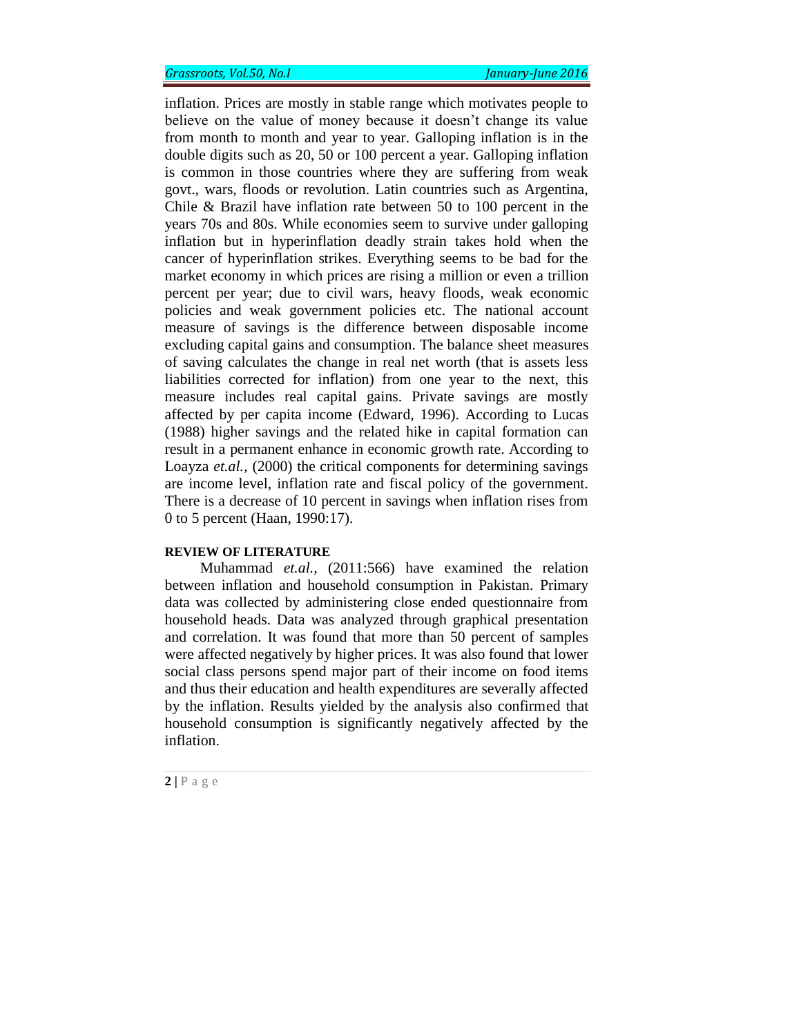inflation. Prices are mostly in stable range which motivates people to believe on the value of money because it doesn't change its value from month to month and year to year. Galloping inflation is in the double digits such as 20, 50 or 100 percent a year. Galloping inflation is common in those countries where they are suffering from weak govt., wars, floods or revolution. Latin countries such as Argentina, Chile & Brazil have inflation rate between 50 to 100 percent in the years 70s and 80s. While economies seem to survive under galloping inflation but in hyperinflation deadly strain takes hold when the cancer of hyperinflation strikes. Everything seems to be bad for the market economy in which prices are rising a million or even a trillion percent per year; due to civil wars, heavy floods, weak economic policies and weak government policies etc. The national account measure of savings is the difference between disposable income excluding capital gains and consumption. The balance sheet measures of saving calculates the change in real net worth (that is assets less liabilities corrected for inflation) from one year to the next, this measure includes real capital gains. Private savings are mostly affected by per capita income (Edward, 1996). According to Lucas (1988) higher savings and the related hike in capital formation can result in a permanent enhance in economic growth rate. According to Loayza *et.al.,* (2000) the critical components for determining savings are income level, inflation rate and fiscal policy of the government. There is a decrease of 10 percent in savings when inflation rises from 0 to 5 percent (Haan, 1990:17).

## REVIEW OF LITERATURE

Muhammad *et.al.,* (2011:566) have examined the relation between inflation and household consumption in Pakistan. Primary data was collected by administering close ended questionnaire from household heads. Data was analyzed through graphical presentation and correlation. It was found that more than 50 percent of samples were affected negatively by higher prices. It was also found that lower social class persons spend major part of their income on food items and thus their education and health expenditures are severally affected by the inflation. Results yielded by the analysis also confirmed that household consumption is significantly negatively affected by the inflation.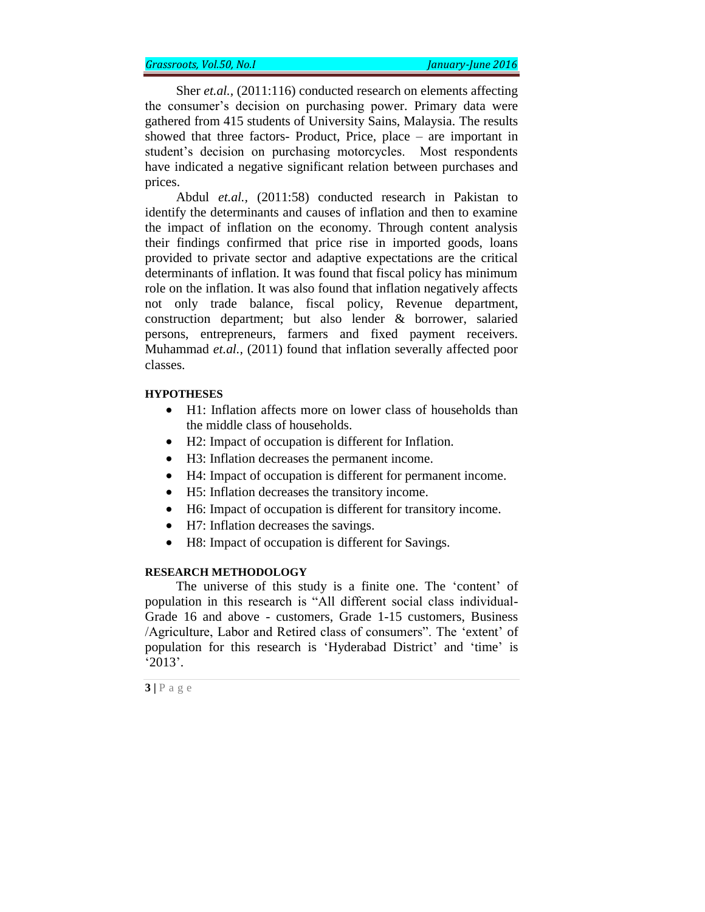Sher *et.al.,* (2011:116) conducted research on elements affecting the consumer's decision on purchasing power. Primary data were gathered from 415 students of University Sains, Malaysia. The results showed that three factors- Product, Price, place – are important in student's decision on purchasing motorcycles. Most respondents have indicated a negative significant relation between purchases and prices.

Abdul *et.al.,* (2011:58) conducted research in Pakistan to identify the determinants and causes of inflation and then to examine the impact of inflation on the economy. Through content analysis their findings confirmed that price rise in imported goods, loans provided to private sector and adaptive expectations are the critical determinants of inflation. It was found that fiscal policy has minimum role on the inflation. It was also found that inflation negatively affects not only trade balance, fiscal policy, Revenue department, construction department; but also lender & borrower, salaried persons, entrepreneurs, farmers and fixed payment receivers. Muhammad *et.al.*, (2011) found that inflation severally affected poor classes.

**HYPOTHESES**

- H1: Inflation affects more on lower class of households than the middle class of households.
- H2: Impact of occupation is different for Inflation.
- H3: Inflation decreases the permanent income.
- H4: Impact of occupation is different for permanent income.
- H5: Inflation decreases the transitory income.
- H6: Impact of occupation is different for transitory income.
- H7: Inflation decreases the savings.
- H8: Impact of occupation is different for Savings.

**RESEARCH METHODOLOGY**

The universe of this study is a finite one. The 'content' of population in this research is "All different social class individual-Grade 16 and above - customers, Grade 1-15 customers, Business /Agriculture, Labor and Retired class of consumers". The 'extent' of population for this research is 'Hyderabad District' and 'time' is '2013'.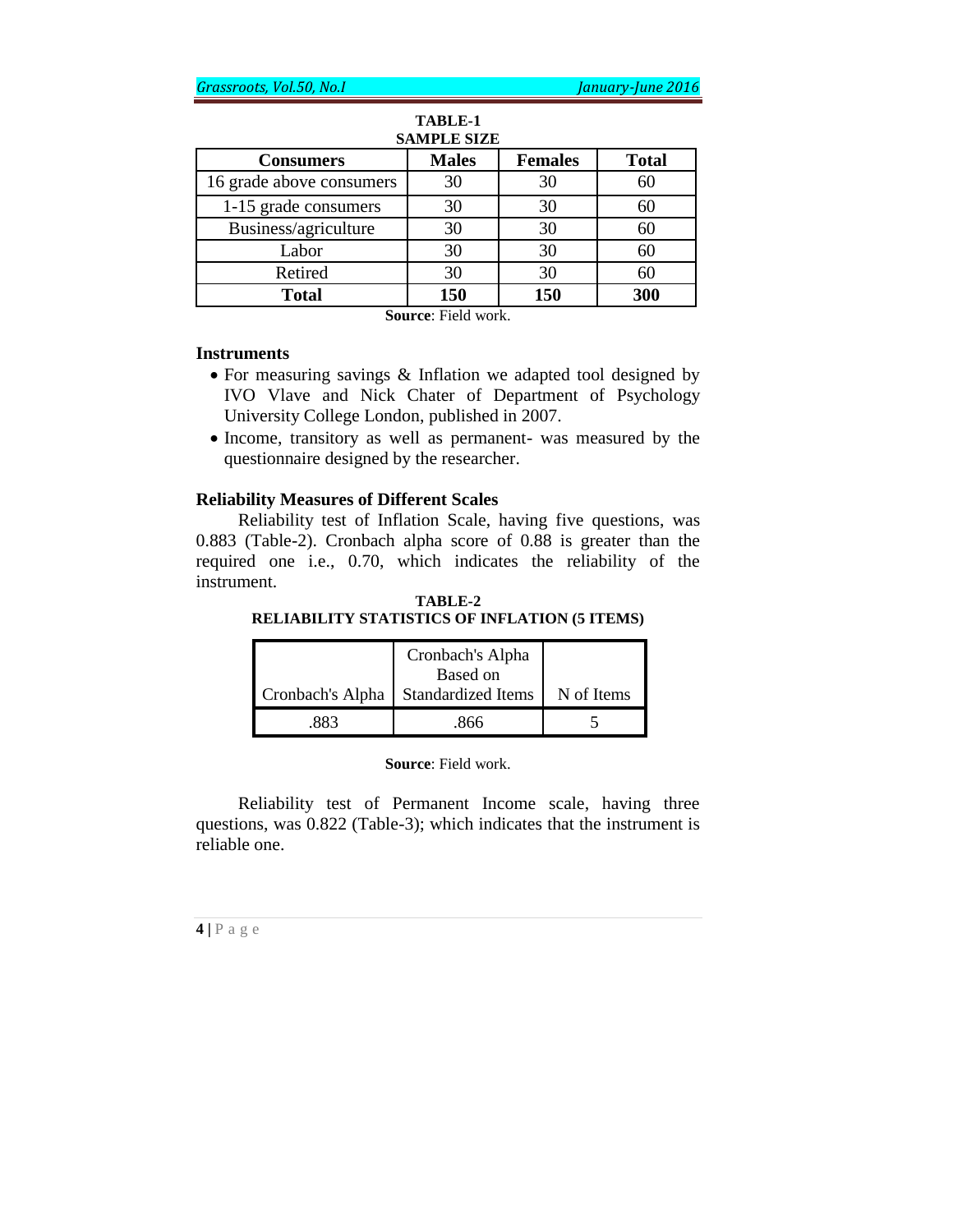**TABLE-1**
**SAMPLE SIZE**

| Consumers | Males | Females | Total |
|---|---|---|---|
| 16 grade above consumers | 30 | 30 | 60 |
| 1-15 grade consumers | 30 | 30 | 60 |
| Business/agriculture | 30 | 30 | 60 |
| Labor | 30 | 30 | 60 |
| Retired | 30 | 30 | 60 |
| **Total** | **150** | **150** | **300** |

**Source**: Field work.

### Instruments

- For measuring savings & Inflation we adapted tool designed by IVO Vlave and Nick Chater of Department of Psychology University College London, published in 2007.
- Income, transitory as well as permanent- was measured by the questionnaire designed by the researcher.

### Reliability Measures of Different Scales

Reliability test of Inflation Scale, having five questions, was 0.883 (Table-2). Cronbach alpha score of 0.88 is greater than the required one i.e., 0.70, which indicates the reliability of the instrument.

**TABLE-2**
**RELIABILITY STATISTICS OF INFLATION (5 ITEMS)**

| Cronbach's Alpha | Cronbach's Alpha Based on Standardized Items | N of Items |
|---|---|---|
| .883 | .866 | 5 |

**Source**: Field work.

Reliability test of Permanent Income scale, having three questions, was 0.822 (Table-3); which indicates that the instrument is reliable one.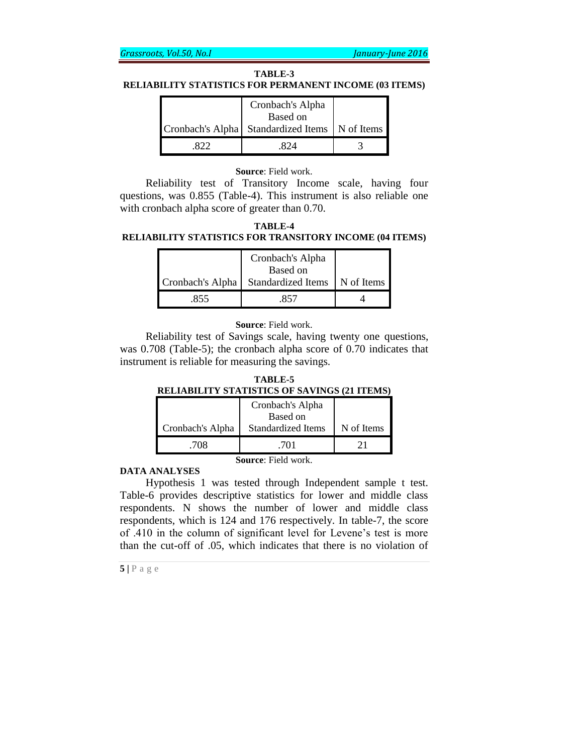**TABLE-3**

**RELIABILITY STATISTICS FOR PERMANENT INCOME (03 ITEMS)**

| Cronbach's Alpha | Cronbach's Alpha Based on Standardized Items | N of Items |
|---|---|---|
| .822 | .824 | 3 |

**Source**: Field work.

Reliability test of Transitory Income scale, having four questions, was 0.855 (Table-4). This instrument is also reliable one with cronbach alpha score of greater than 0.70.

**TABLE-4**

**RELIABILITY STATISTICS FOR TRANSITORY INCOME (04 ITEMS)**

| Cronbach's Alpha | Cronbach's Alpha Based on Standardized Items | N of Items |
|---|---|---|
| .855 | .857 | 4 |

**Source**: Field work.

Reliability test of Savings scale, having twenty one questions, was 0.708 (Table-5); the cronbach alpha score of 0.70 indicates that instrument is reliable for measuring the savings.

**TABLE-5**

**RELIABILITY STATISTICS OF SAVINGS (21 ITEMS)**

| Cronbach's Alpha | Cronbach's Alpha Based on Standardized Items | N of Items |
|---|---|---|
| .708 | .701 | 21 |

**Source**: Field work.

**DATA ANALYSES**

Hypothesis 1 was tested through Independent sample t test. Table-6 provides descriptive statistics for lower and middle class respondents. N shows the number of lower and middle class respondents, which is 124 and 176 respectively. In table-7, the score of .410 in the column of significant level for Levene's test is more than the cut-off of .05, which indicates that there is no violation of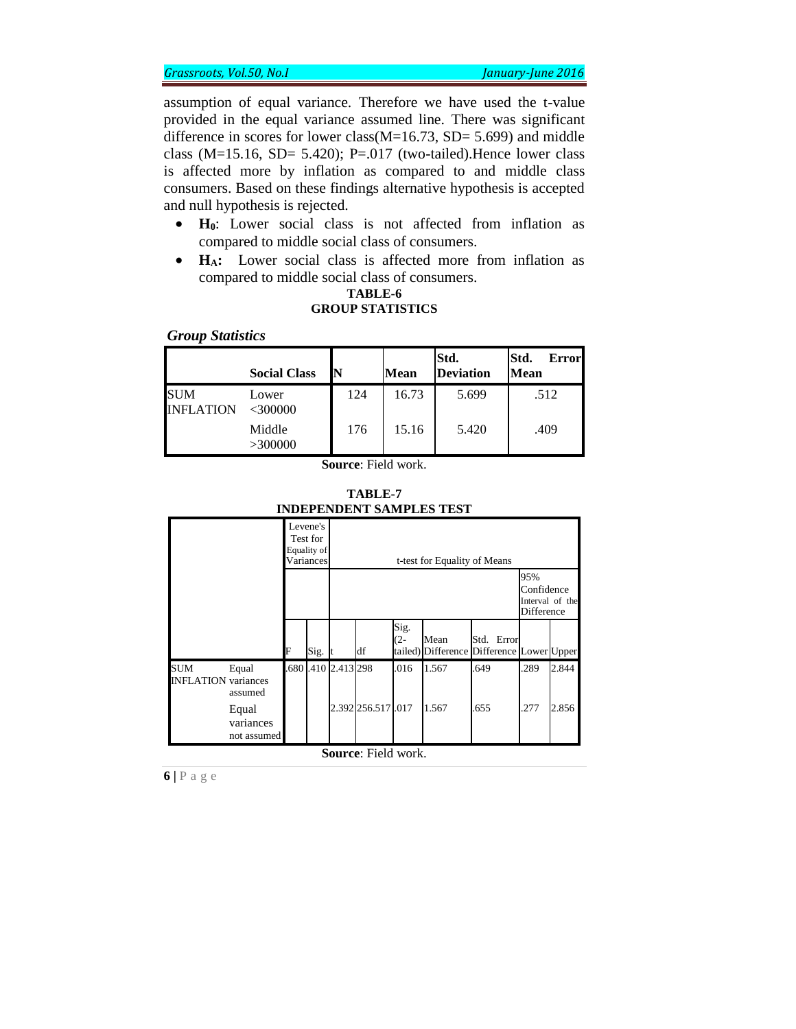assumption of equal variance. Therefore we have used the t-value provided in the equal variance assumed line. There was significant difference in scores for lower class(M=16.73, SD= 5.699) and middle class (M=15.16, SD= 5.420); P=.017 (two-tailed).Hence lower class is affected more by inflation as compared to and middle class consumers. Based on these findings alternative hypothesis is accepted and null hypothesis is rejected.

- **$H_0$**: Lower social class is not affected from inflation as compared to middle social class of consumers.
- **$H_A$:** Lower social class is affected more from inflation as compared to middle social class of consumers.

**TABLE-6**
**GROUP STATISTICS**

***Group Statistics***

| | Social Class | N | Mean | Std. Deviation | Std. Error Mean |
|---|---|---|---|---|---|
| SUM INFLATION | Lower <300000 | 124 | 16.73 | 5.699 | .512 |
| | Middle >300000 | 176 | 15.16 | 5.420 | .409 |

**Source**: Field work.

**TABLE-7**
**INDEPENDENT SAMPLES TEST**

| | | Levene's Test for Equality of Variances | | t-test for Equality of Means | | | | | | |
|---|---|---|---|---|---|---|---|---|---|---|
| | | | | | | | | | 95% Confidence Interval of the Difference | |
| | | F | Sig. | t | df | Sig. (2-tailed) | Mean Difference | Std. Error Difference | Lower | Upper |
| SUM INFLATION | Equal variances assumed | .680 | .410 | 2.413 | 298 | .016 | 1.567 | .649 | .289 | 2.844 |
| | Equal variances not assumed | | | 2.392 | 256.517 | .017 | 1.567 | .655 | .277 | 2.856 |

**Source**: Field work.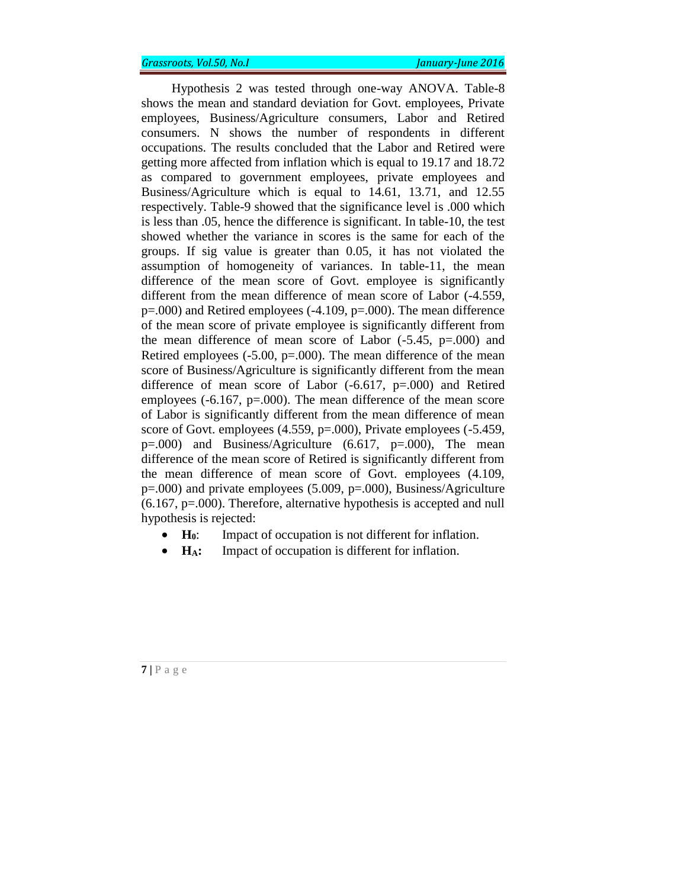Hypothesis 2 was tested through one-way ANOVA. Table-8 shows the mean and standard deviation for Govt. employees, Private employees, Business/Agriculture consumers, Labor and Retired consumers. N shows the number of respondents in different occupations. The results concluded that the Labor and Retired were getting more affected from inflation which is equal to 19.17 and 18.72 as compared to government employees, private employees and Business/Agriculture which is equal to 14.61, 13.71, and 12.55 respectively. Table-9 showed that the significance level is .000 which is less than .05, hence the difference is significant. In table-10, the test showed whether the variance in scores is the same for each of the groups. If sig value is greater than 0.05, it has not violated the assumption of homogeneity of variances. In table-11, the mean difference of the mean score of Govt. employee is significantly different from the mean difference of mean score of Labor (-4.559, p=.000) and Retired employees (-4.109, p=.000). The mean difference of the mean score of private employee is significantly different from the mean difference of mean score of Labor (-5.45, p=.000) and Retired employees (-5.00, p=.000). The mean difference of the mean score of Business/Agriculture is significantly different from the mean difference of mean score of Labor (-6.617, p=.000) and Retired employees (-6.167, p=.000). The mean difference of the mean score of Labor is significantly different from the mean difference of mean score of Govt. employees (4.559, p=.000), Private employees (-5.459, p=.000) and Business/Agriculture (6.617, p=.000), The mean difference of the mean score of Retired is significantly different from the mean difference of mean score of Govt. employees (4.109, p=.000) and private employees (5.009, p=.000), Business/Agriculture (6.167, p=.000). Therefore, alternative hypothesis is accepted and null hypothesis is rejected:

- **$H_0$**: Impact of occupation is not different for inflation.
- **$H_A$:** Impact of occupation is different for inflation.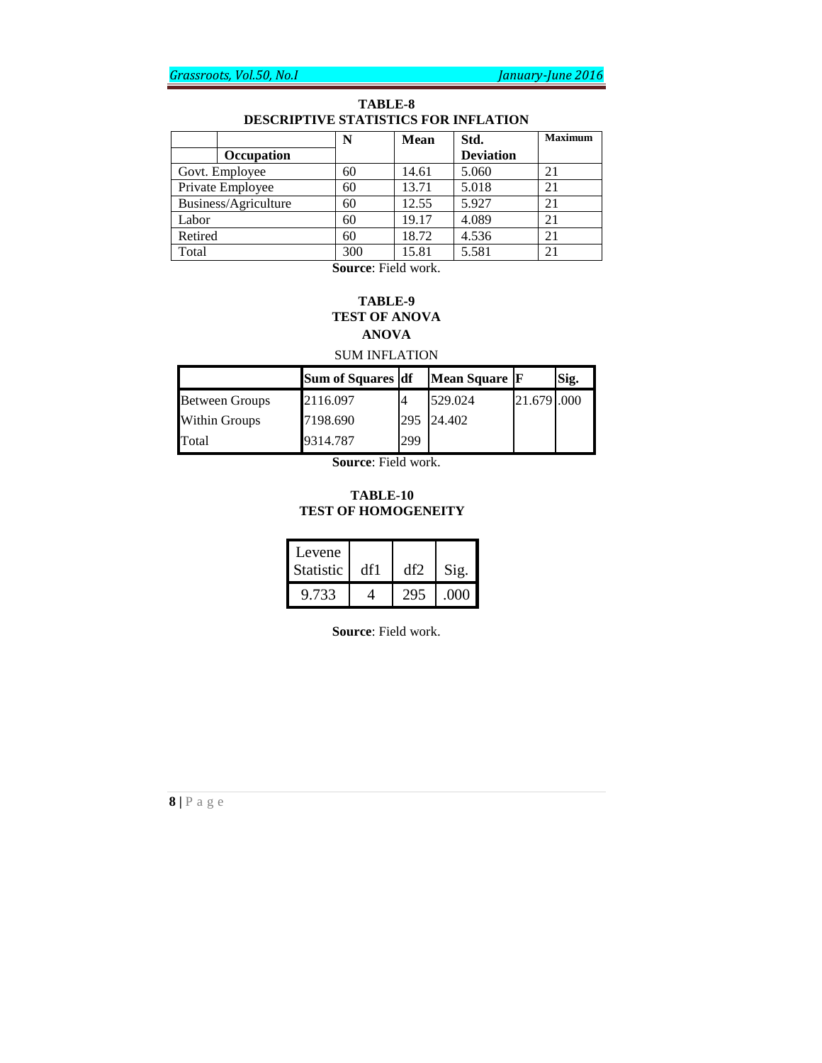**TABLE-8**
**DESCRIPTIVE STATISTICS FOR INFLATION**

| Occupation | N | Mean | Std. Deviation | Maximum |
|---|---|---|---|---|
| Govt. Employee | 60 | 14.61 | 5.060 | 21 |
| Private Employee | 60 | 13.71 | 5.018 | 21 |
| Business/Agriculture | 60 | 12.55 | 5.927 | 21 |
| Labor | 60 | 19.17 | 4.089 | 21 |
| Retired | 60 | 18.72 | 4.536 | 21 |
| Total | 300 | 15.81 | 5.581 | 21 |

**Source**: Field work.

**TABLE-9**
**TEST OF ANOVA**
**ANOVA**

SUM INFLATION

| | Sum of Squares | df | Mean Square | F | Sig. |
|---|---|---|---|---|---|
| Between Groups | 2116.097 | 4 | 529.024 | 21.679 | .000 |
| Within Groups | 7198.690 | 295 | 24.402 | | |
| Total | 9314.787 | 299 | | | |

**Source**: Field work.

**TABLE-10**
**TEST OF HOMOGENEITY**

| Levene Statistic | df1 | df2 | Sig. |
|---|---|---|---|
| 9.733 | 4 | 295 | .000 |

**Source**: Field work.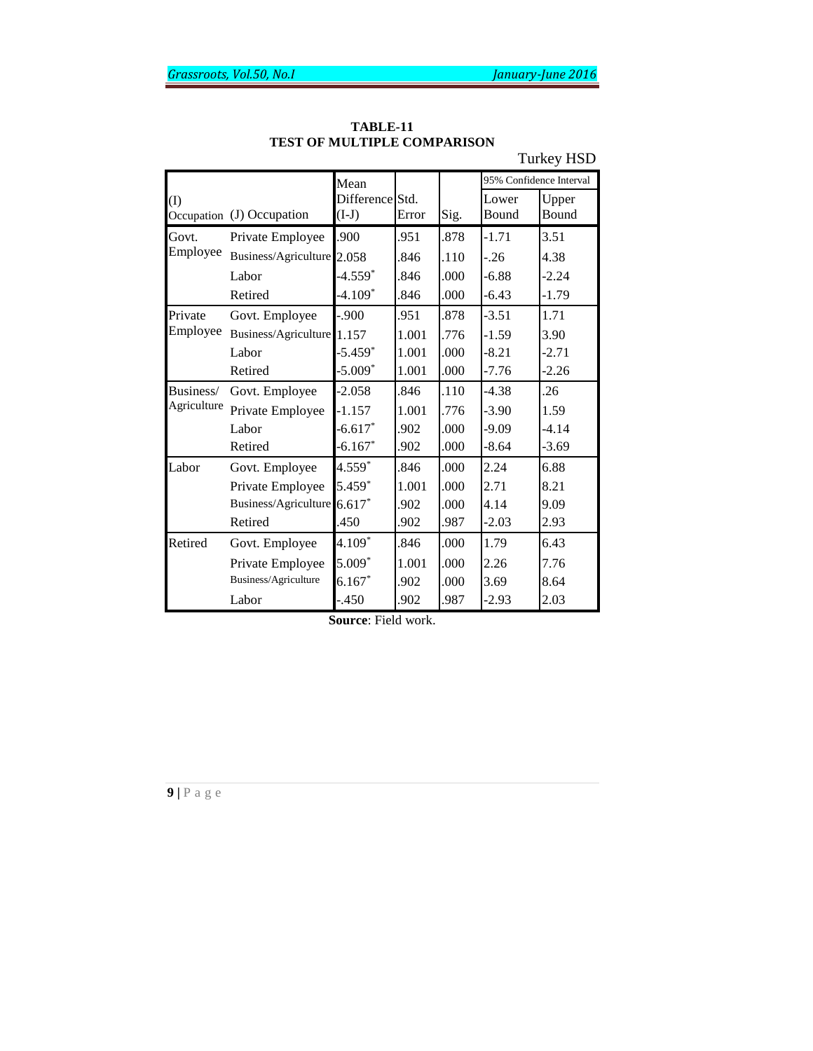**TABLE-11**
**TEST OF MULTIPLE COMPARISON**

Turkey HSD

| (I) Occupation | (J) Occupation | Mean Difference (I-J) | Std. Error | Sig. | 95% Confidence Interval Lower Bound | Upper Bound |
|---|---|---|---|---|---|---|
| Govt. Employee | Private Employee | .900 | .951 | .878 | -1.71 | 3.51 |
| | Business/Agriculture | 2.058 | .846 | .110 | -.26 | 4.38 |
| | Labor | -4.559* | .846 | .000 | -6.88 | -2.24 |
| | Retired | -4.109* | .846 | .000 | -6.43 | -1.79 |
| Private Employee | Govt. Employee | -.900 | .951 | .878 | -3.51 | 1.71 |
| | Business/Agriculture | 1.157 | 1.001 | .776 | -1.59 | 3.90 |
| | Labor | -5.459* | 1.001 | .000 | -8.21 | -2.71 |
| | Retired | -5.009* | 1.001 | .000 | -7.76 | -2.26 |
| Business/ Agriculture | Govt. Employee | -2.058 | .846 | .110 | -4.38 | .26 |
| | Private Employee | -1.157 | 1.001 | .776 | -3.90 | 1.59 |
| | Labor | -6.617* | .902 | .000 | -9.09 | -4.14 |
| | Retired | -6.167* | .902 | .000 | -8.64 | -3.69 |
| Labor | Govt. Employee | 4.559* | .846 | .000 | 2.24 | 6.88 |
| | Private Employee | 5.459* | 1.001 | .000 | 2.71 | 8.21 |
| | Business/Agriculture | 6.617* | .902 | .000 | 4.14 | 9.09 |
| | Retired | .450 | .902 | .987 | -2.03 | 2.93 |
| Retired | Govt. Employee | 4.109* | .846 | .000 | 1.79 | 6.43 |
| | Private Employee | 5.009* | 1.001 | .000 | 2.26 | 7.76 |
| | Business/Agriculture | 6.167* | .902 | .000 | 3.69 | 8.64 |
| | Labor | -.450 | .902 | .987 | -2.93 | 2.03 |

**Source**: Field work.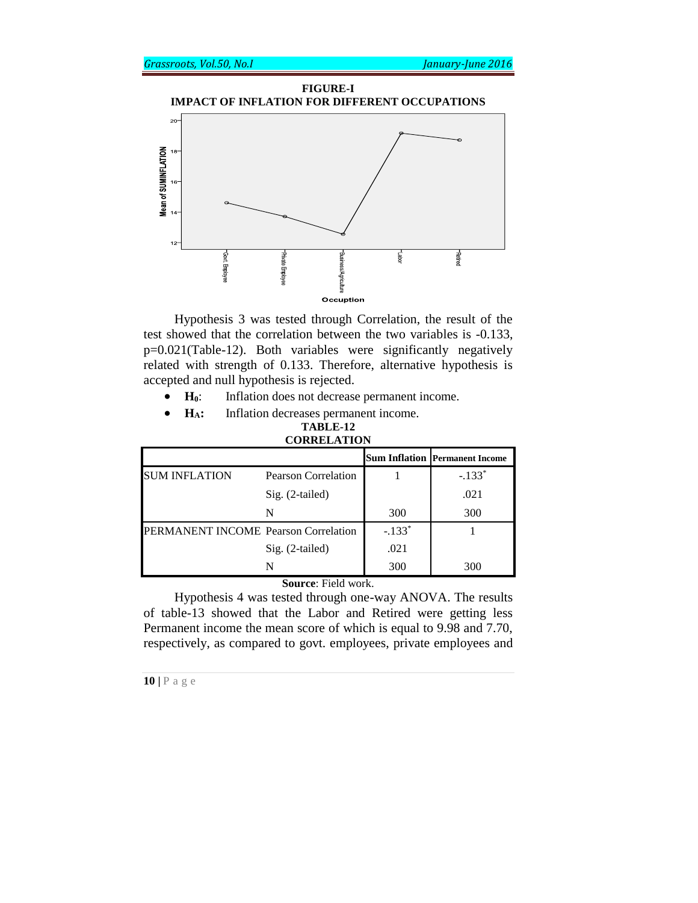**FIGURE-I**
**IMPACT OF INFLATION FOR DIFFERENT OCCUPATIONS**

Hypothesis 3 was tested through Correlation, the result of the test showed that the correlation between the two variables is -0.133, p=0.021(Table-12). Both variables were significantly negatively related with strength of 0.133. Therefore, alternative hypothesis is accepted and null hypothesis is rejected.

- **$H_0$**: Inflation does not decrease permanent income.
- **$H_A$:** Inflation decreases permanent income.

**TABLE-12**
**CORRELATION**

| | | Sum Inflation | Permanent Income |
|---|---|---|---|
| SUM INFLATION | Pearson Correlation | 1 | -.133* |
| | Sig. (2-tailed) | | .021 |
| | N | 300 | 300 |
| PERMANENT INCOME | Pearson Correlation | -.133* | 1 |
| | Sig. (2-tailed) | .021 | |
| | N | 300 | 300 |

**Source**: Field work.

Hypothesis 4 was tested through one-way ANOVA. The results of table-13 showed that the Labor and Retired were getting less Permanent income the mean score of which is equal to 9.98 and 7.70, respectively, as compared to govt. employees, private employees and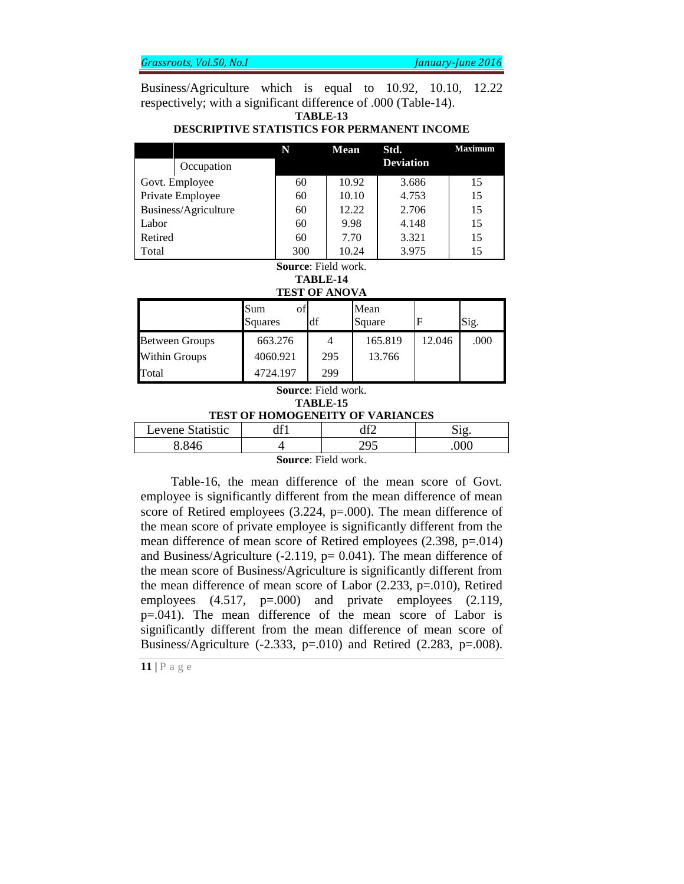Business/Agriculture which is equal to 10.92, 10.10, 12.22 respectively; with a significant difference of .000 (Table-14).

**TABLE-13**
**DESCRIPTIVE STATISTICS FOR PERMANENT INCOME**

| Occupation | N | Mean | Std. Deviation | Maximum |
|---|---|---|---|---|
| Govt. Employee | 60 | 10.92 | 3.686 | 15 |
| Private Employee | 60 | 10.10 | 4.753 | 15 |
| Business/Agriculture | 60 | 12.22 | 2.706 | 15 |
| Labor | 60 | 9.98 | 4.148 | 15 |
| Retired | 60 | 7.70 | 3.321 | 15 |
| Total | 300 | 10.24 | 3.975 | 15 |

**Source**: Field work.

**TABLE-14**
**TEST OF ANOVA**

| | Sum of Squares | df | Mean Square | F | Sig. |
|---|---|---|---|---|---|
| Between Groups | 663.276 | 4 | 165.819 | 12.046 | .000 |
| Within Groups | 4060.921 | 295 | 13.766 | | |
| Total | 4724.197 | 299 | | | |

**Source**: Field work.

**TABLE-15**
**TEST OF HOMOGENEITY OF VARIANCES**

| Levene Statistic | df1 | df2 | Sig. |
|---|---|---|---|
| 8.846 | 4 | 295 | .000 |

**Source**: Field work.

Table-16, the mean difference of the mean score of Govt. employee is significantly different from the mean difference of mean score of Retired employees (3.224, p=.000). The mean difference of the mean score of private employee is significantly different from the mean difference of mean score of Retired employees (2.398, p=.014) and Business/Agriculture (-2.119, p= 0.041). The mean difference of the mean score of Business/Agriculture is significantly different from the mean difference of mean score of Labor (2.233, p=.010), Retired employees (4.517, p=.000) and private employees (2.119, p=.041). The mean difference of the mean score of Labor is significantly different from the mean difference of mean score of Business/Agriculture (-2.333, p=.010) and Retired (2.283, p=.008).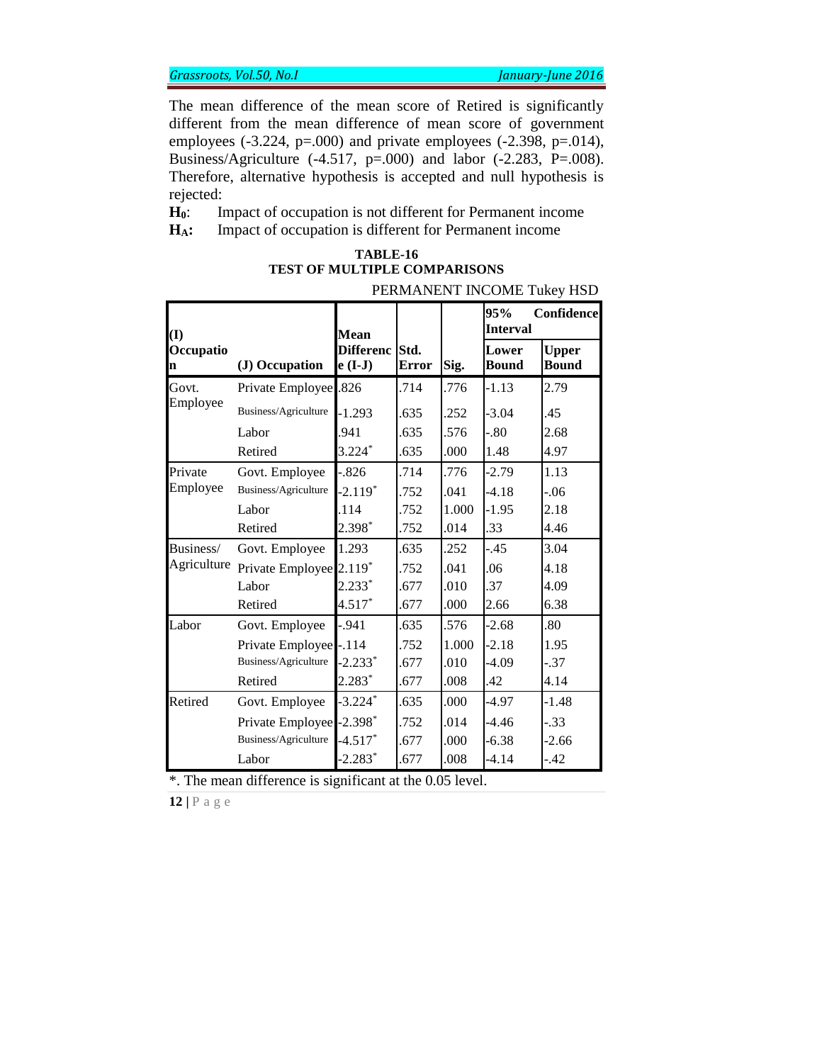The mean difference of the mean score of Retired is significantly different from the mean difference of mean score of government employees (-3.224, p=.000) and private employees (-2.398, p=.014), Business/Agriculture (-4.517, p=.000) and labor (-2.283, P=.008). Therefore, alternative hypothesis is accepted and null hypothesis is rejected:

**$H_0$**: Impact of occupation is not different for Permanent income

**$H_A$:** Impact of occupation is different for Permanent income

**TABLE-16**
**TEST OF MULTIPLE COMPARISONS**

PERMANENT INCOME Tukey HSD

| (I) Occupation | (J) Occupation | Mean Difference (I-J) | Std. Error | Sig. | 95% Confidence Interval | |
|---|---|---|---|---|---|---|
| | | | | | Lower Bound | Upper Bound |
| Govt. Employee | Private Employee | .826 | .714 | .776 | -1.13 | 2.79 |
| | Business/Agriculture | -1.293 | .635 | .252 | -3.04 | .45 |
| | Labor | .941 | .635 | .576 | -.80 | 2.68 |
| | Retired | 3.224* | .635 | .000 | 1.48 | 4.97 |
| Private Employee | Govt. Employee | -.826 | .714 | .776 | -2.79 | 1.13 |
| | Business/Agriculture | -2.119* | .752 | .041 | -4.18 | -.06 |
| | Labor | .114 | .752 | 1.000 | -1.95 | 2.18 |
| | Retired | 2.398* | .752 | .014 | .33 | 4.46 |
| Business/ Agriculture | Govt. Employee | 1.293 | .635 | .252 | -.45 | 3.04 |
| | Private Employee | 2.119* | .752 | .041 | .06 | 4.18 |
| | Labor | 2.233* | .677 | .010 | .37 | 4.09 |
| | Retired | 4.517* | .677 | .000 | 2.66 | 6.38 |
| Labor | Govt. Employee | -.941 | .635 | .576 | -2.68 | .80 |
| | Private Employee | -.114 | .752 | 1.000 | -2.18 | 1.95 |
| | Business/Agriculture | -2.233* | .677 | .010 | -4.09 | -.37 |
| | Retired | 2.283* | .677 | .008 | .42 | 4.14 |
| Retired | Govt. Employee | -3.224* | .635 | .000 | -4.97 | -1.48 |
| | Private Employee | -2.398* | .752 | .014 | -4.46 | -.33 |
| | Business/Agriculture | -4.517* | .677 | .000 | -6.38 | -2.66 |
| | Labor | -2.283* | .677 | .008 | -4.14 | -.42 |

*. The mean difference is significant at the 0.05 level.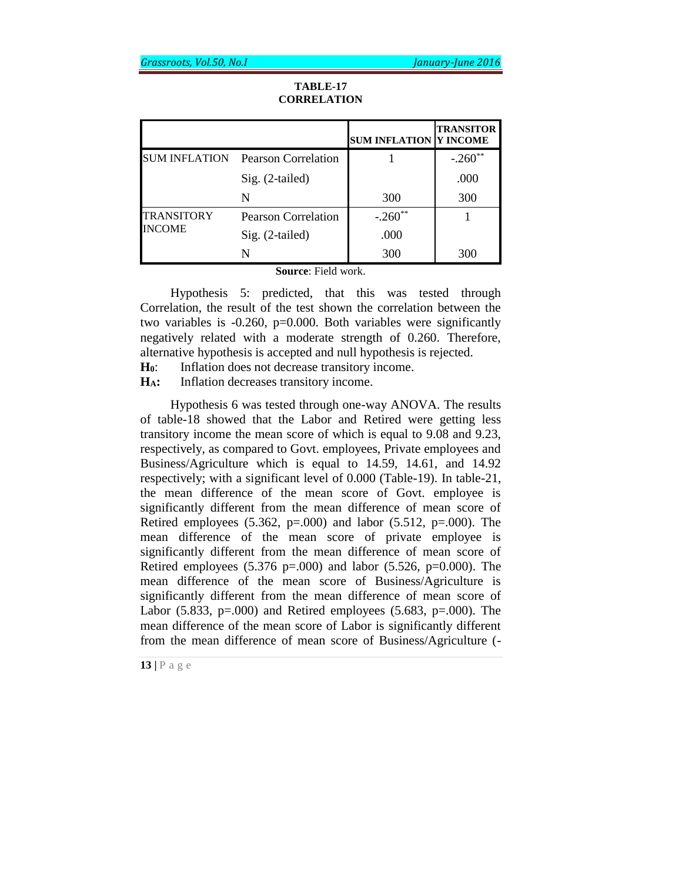**TABLE-17**
**CORRELATION**

| | | SUM INFLATION | TRANSITORY INCOME |
|---|---|---|---|
| SUM INFLATION | Pearson Correlation | 1 | -.260** |
| | Sig. (2-tailed) | | .000 |
| | N | 300 | 300 |
| TRANSITORY INCOME | Pearson Correlation | -.260** | 1 |
| | Sig. (2-tailed) | .000 | |
| | N | 300 | 300 |

**Source**: Field work.

Hypothesis 5: predicted, that this was tested through Correlation, the result of the test shown the correlation between the two variables is -0.260, p=0.000. Both variables were significantly negatively related with a moderate strength of 0.260. Therefore, alternative hypothesis is accepted and null hypothesis is rejected.

**$H_0$**: Inflation does not decrease transitory income.

**$H_A$:** Inflation decreases transitory income.

Hypothesis 6 was tested through one-way ANOVA. The results of table-18 showed that the Labor and Retired were getting less transitory income the mean score of which is equal to 9.08 and 9.23, respectively, as compared to Govt. employees, Private employees and Business/Agriculture which is equal to 14.59, 14.61, and 14.92 respectively; with a significant level of 0.000 (Table-19). In table-21, the mean difference of the mean score of Govt. employee is significantly different from the mean difference of mean score of Retired employees (5.362, p=.000) and labor (5.512, p=.000). The mean difference of the mean score of private employee is significantly different from the mean difference of mean score of Retired employees (5.376 p=.000) and labor (5.526, p=0.000). The mean difference of the mean score of Business/Agriculture is significantly different from the mean difference of mean score of Labor (5.833, p=.000) and Retired employees (5.683, p=.000). The mean difference of the mean score of Labor is significantly different from the mean difference of mean score of Business/Agriculture (-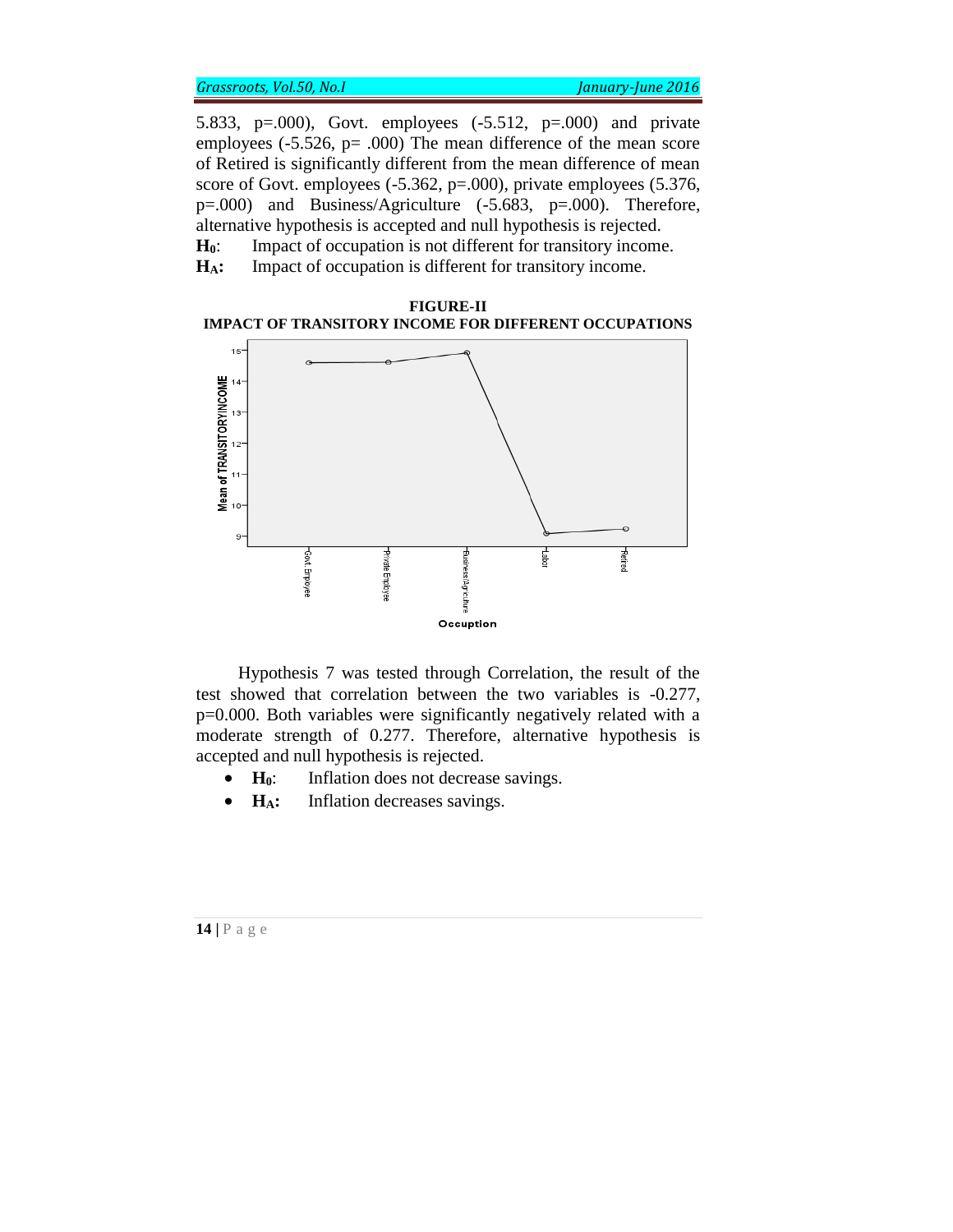5.833, p=.000), Govt. employees (-5.512, p=.000) and private employees (-5.526, p= .000) The mean difference of the mean score of Retired is significantly different from the mean difference of mean score of Govt. employees (-5.362, p=.000), private employees (5.376, p=.000) and Business/Agriculture (-5.683, p=.000). Therefore, alternative hypothesis is accepted and null hypothesis is rejected.

**$H_0$**: Impact of occupation is not different for transitory income.

**$H_A$:** Impact of occupation is different for transitory income.

**FIGURE-II**
**IMPACT OF TRANSITORY INCOME FOR DIFFERENT OCCUPATIONS**

Hypothesis 7 was tested through Correlation, the result of the test showed that correlation between the two variables is -0.277, p=0.000. Both variables were significantly negatively related with a moderate strength of 0.277. Therefore, alternative hypothesis is accepted and null hypothesis is rejected.

- **$H_0$**: Inflation does not decrease savings.
- **$H_A$:** Inflation decreases savings.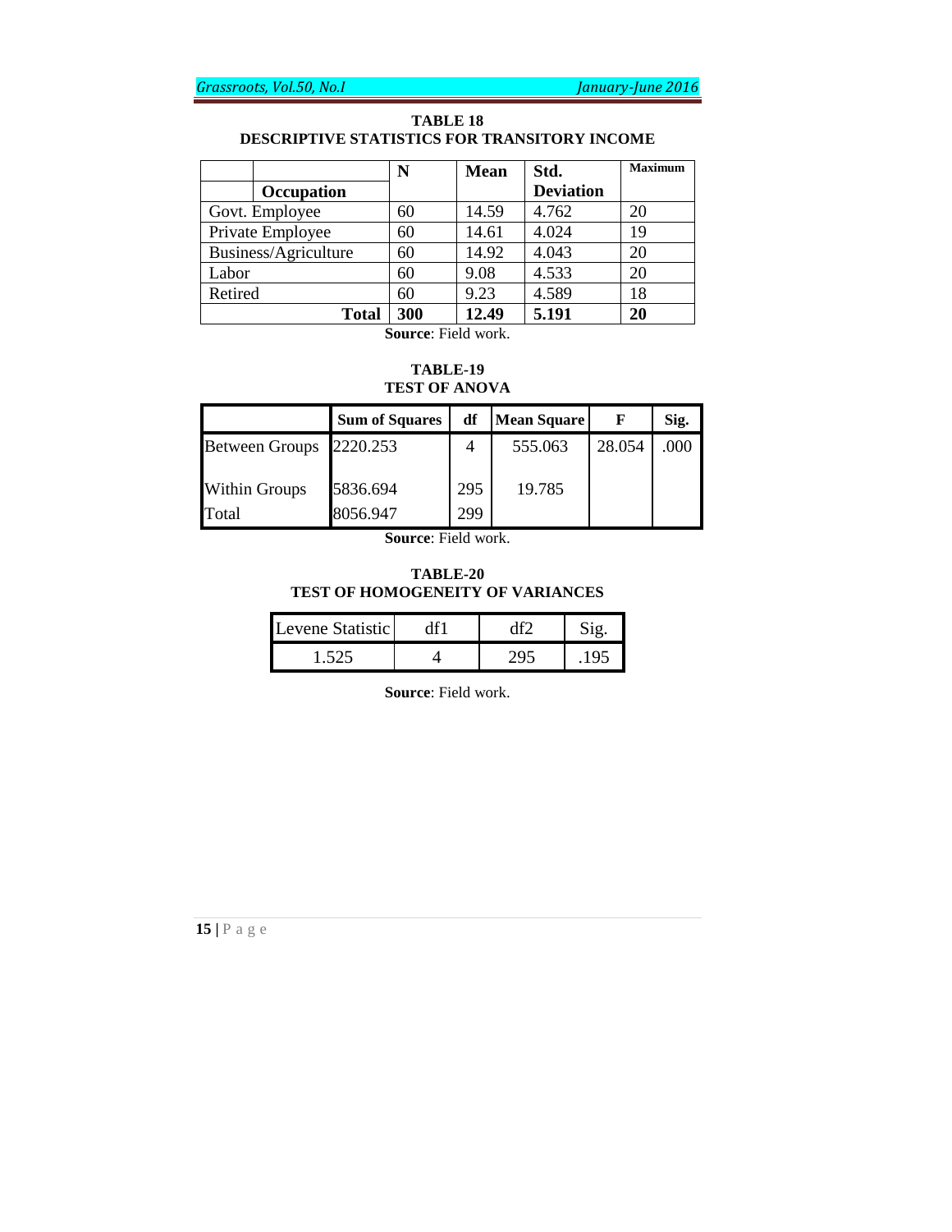**TABLE 18**
**DESCRIPTIVE STATISTICS FOR TRANSITORY INCOME**

| Occupation | N | Mean | Std. Deviation | Maximum |
|---|---|---|---|---|
| Govt. Employee | 60 | 14.59 | 4.762 | 20 |
| Private Employee | 60 | 14.61 | 4.024 | 19 |
| Business/Agriculture | 60 | 14.92 | 4.043 | 20 |
| Labor | 60 | 9.08 | 4.533 | 20 |
| Retired | 60 | 9.23 | 4.589 | 18 |
| **Total** | **300** | **12.49** | **5.191** | **20** |

**Source**: Field work.

**TABLE-19**
**TEST OF ANOVA**

| | Sum of Squares | df | Mean Square | F | Sig. |
|---|---|---|---|---|---|
| Between Groups | 2220.253 | 4 | 555.063 | 28.054 | .000 |
| Within Groups | 5836.694 | 295 | 19.785 | | |
| Total | 8056.947 | 299 | | | |

**Source**: Field work.

**TABLE-20**
**TEST OF HOMOGENEITY OF VARIANCES**

| Levene Statistic | df1 | df2 | Sig. |
|---|---|---|---|
| 1.525 | 4 | 295 | .195 |

**Source**: Field work.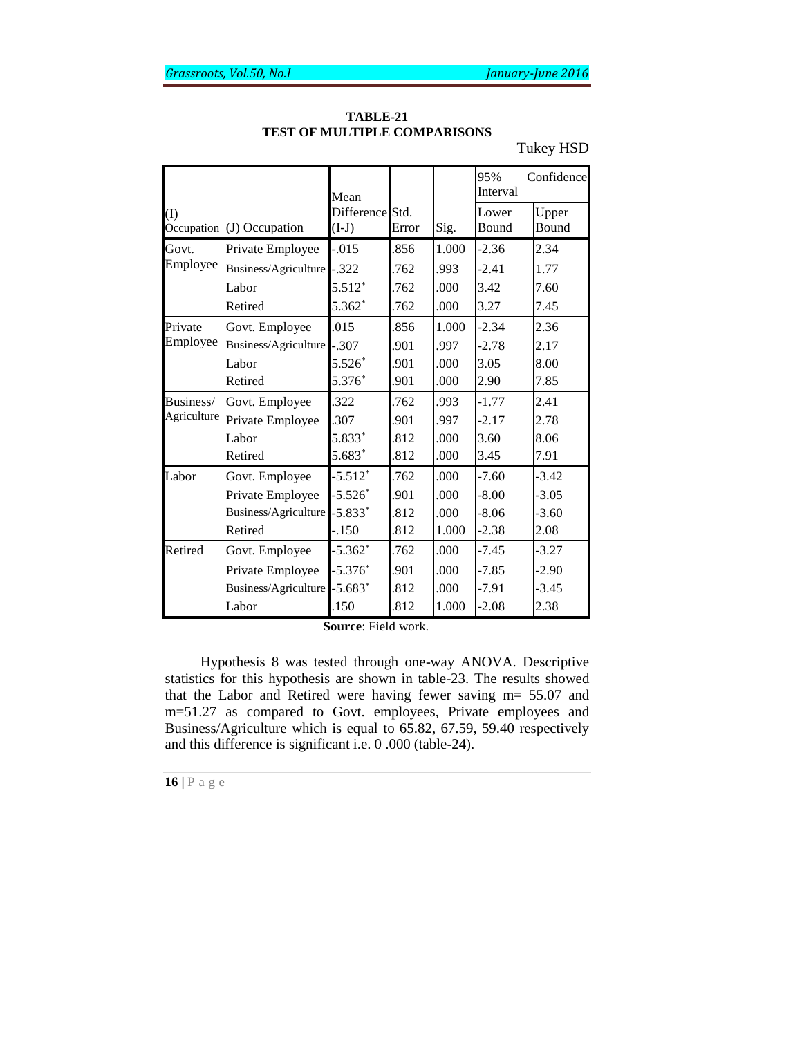**TABLE-21**
**TEST OF MULTIPLE COMPARISONS**

Tukey HSD

| (I) Occupation | (J) Occupation | Mean Difference (I-J) | Std. Error | Sig. | 95% Confidence Interval | |
|---|---|---|---|---|---|---|
| | | | | | Lower Bound | Upper Bound |
| Govt. Employee | Private Employee | -.015 | .856 | 1.000 | -2.36 | 2.34 |
| | Business/Agriculture | -.322 | .762 | .993 | -2.41 | 1.77 |
| | Labor | 5.512* | .762 | .000 | 3.42 | 7.60 |
| | Retired | 5.362* | .762 | .000 | 3.27 | 7.45 |
| Private Employee | Govt. Employee | .015 | .856 | 1.000 | -2.34 | 2.36 |
| | Business/Agriculture | -.307 | .901 | .997 | -2.78 | 2.17 |
| | Labor | 5.526* | .901 | .000 | 3.05 | 8.00 |
| | Retired | 5.376* | .901 | .000 | 2.90 | 7.85 |
| Business/ Agriculture | Govt. Employee | .322 | .762 | .993 | -1.77 | 2.41 |
| | Private Employee | .307 | .901 | .997 | -2.17 | 2.78 |
| | Labor | 5.833* | .812 | .000 | 3.60 | 8.06 |
| | Retired | 5.683* | .812 | .000 | 3.45 | 7.91 |
| Labor | Govt. Employee | -5.512* | .762 | .000 | -7.60 | -3.42 |
| | Private Employee | -5.526* | .901 | .000 | -8.00 | -3.05 |
| | Business/Agriculture | -5.833* | .812 | .000 | -8.06 | -3.60 |
| | Retired | -.150 | .812 | 1.000 | -2.38 | 2.08 |
| Retired | Govt. Employee | -5.362* | .762 | .000 | -7.45 | -3.27 |
| | Private Employee | -5.376* | .901 | .000 | -7.85 | -2.90 |
| | Business/Agriculture | -5.683* | .812 | .000 | -7.91 | -3.45 |
| | Labor | .150 | .812 | 1.000 | -2.08 | 2.38 |

**Source**: Field work.

Hypothesis 8 was tested through one-way ANOVA. Descriptive statistics for this hypothesis are shown in table-23. The results showed that the Labor and Retired were having fewer saving m= 55.07 and m=51.27 as compared to Govt. employees, Private employees and Business/Agriculture which is equal to 65.82, 67.59, 59.40 respectively and this difference is significant i.e. 0 .000 (table-24).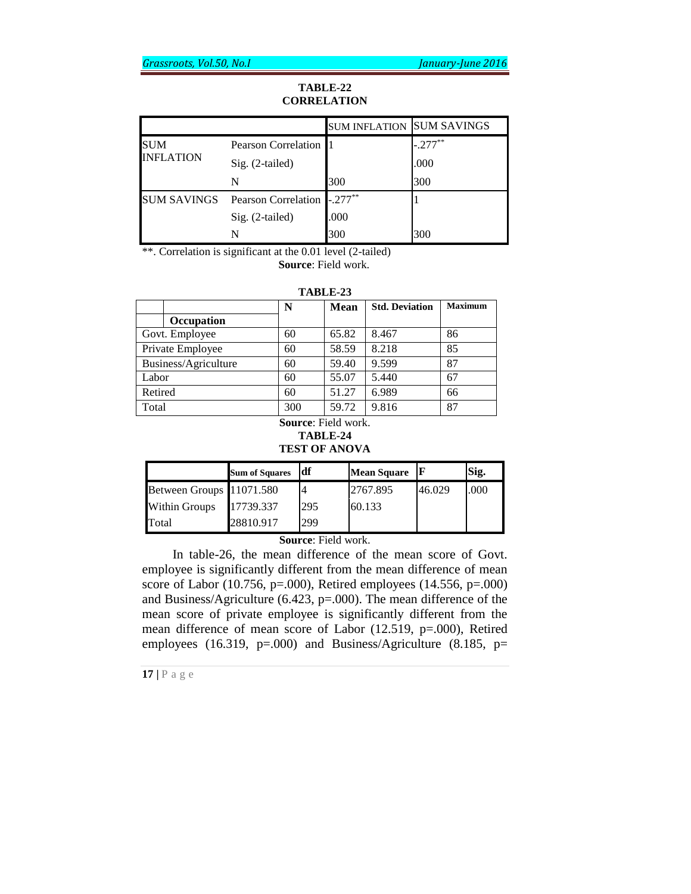**TABLE-22**
**CORRELATION**

| | | SUM INFLATION | SUM SAVINGS |
|---|---|---|---|
| SUM INFLATION | Pearson Correlation | 1 | -.277** |
| | Sig. (2-tailed) | | .000 |
| | N | 300 | 300 |
| SUM SAVINGS | Pearson Correlation | -.277** | 1 |
| | Sig. (2-tailed) | .000 | |
| | N | 300 | 300 |

**. Correlation is significant at the 0.01 level (2-tailed)

**Source**: Field work.

**TABLE-23**

| Occupation | N | Mean | Std. Deviation | Maximum |
|---|---|---|---|---|
| Govt. Employee | 60 | 65.82 | 8.467 | 86 |
| Private Employee | 60 | 58.59 | 8.218 | 85 |
| Business/Agriculture | 60 | 59.40 | 9.599 | 87 |
| Labor | 60 | 55.07 | 5.440 | 67 |
| Retired | 60 | 51.27 | 6.989 | 66 |
| Total | 300 | 59.72 | 9.816 | 87 |

**Source**: Field work.

**TABLE-24**
**TEST OF ANOVA**

| | Sum of Squares | df | Mean Square | F | Sig. |
|---|---|---|---|---|---|
| Between Groups | 11071.580 | 4 | 2767.895 | 46.029 | .000 |
| Within Groups | 17739.337 | 295 | 60.133 | | |
| Total | 28810.917 | 299 | | | |

**Source**: Field work.

In table-26, the mean difference of the mean score of Govt. employee is significantly different from the mean difference of mean score of Labor (10.756, p=.000), Retired employees (14.556, p=.000) and Business/Agriculture (6.423, p=.000). The mean difference of the mean score of private employee is significantly different from the mean difference of mean score of Labor (12.519, p=.000), Retired employees (16.319, p=.000) and Business/Agriculture (8.185, p=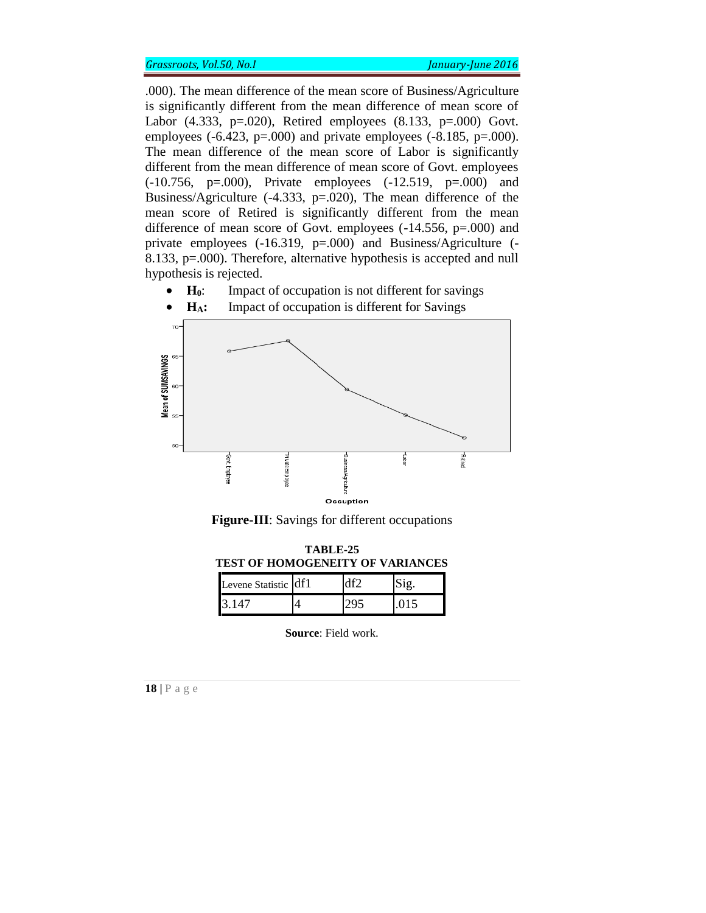.000). The mean difference of the mean score of Business/Agriculture is significantly different from the mean difference of mean score of Labor (4.333, p=.020), Retired employees (8.133, p=.000) Govt. employees (-6.423, p=.000) and private employees (-8.185, p=.000). The mean difference of the mean score of Labor is significantly different from the mean difference of mean score of Govt. employees (-10.756, p=.000), Private employees (-12.519, p=.000) and Business/Agriculture (-4.333, p=.020), The mean difference of the mean score of Retired is significantly different from the mean difference of mean score of Govt. employees (-14.556, p=.000) and private employees (-16.319, p=.000) and Business/Agriculture (-8.133, p=.000). Therefore, alternative hypothesis is accepted and null hypothesis is rejected.

- **$H_0$**: Impact of occupation is not different for savings
- **$H_A$:** Impact of occupation is different for Savings

**Figure-III**: Savings for different occupations

**TABLE-25**
**TEST OF HOMOGENEITY OF VARIANCES**

| Levene Statistic | df1 | df2 | Sig. |
|---|---|---|---|
| 3.147 | 4 | 295 | .015 |

**Source**: Field work.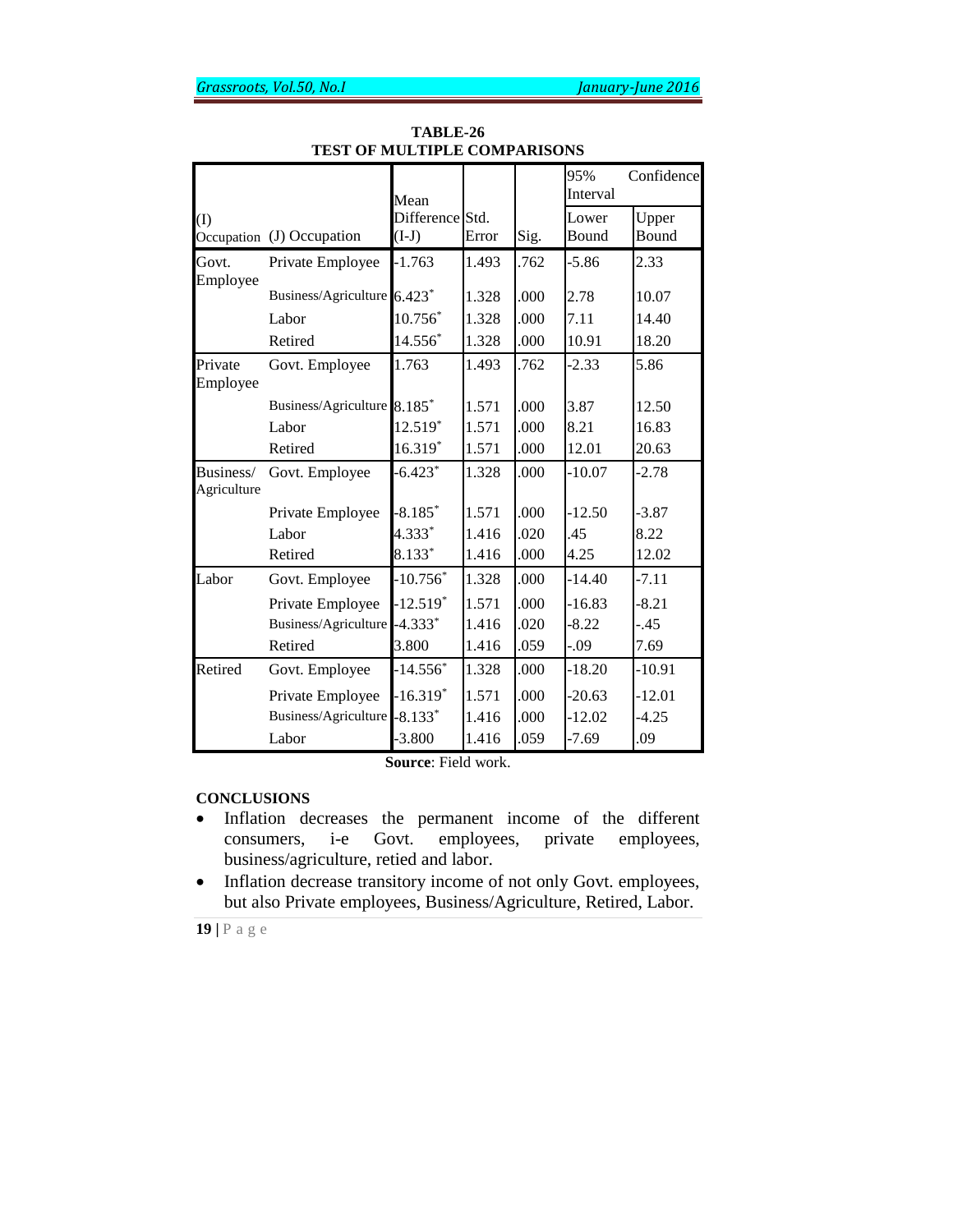**TABLE-26**
**TEST OF MULTIPLE COMPARISONS**

| (I) Occupation | (J) Occupation | Mean Difference (I-J) | Std. Error | Sig. | 95% Confidence Interval | |
|---|---|---|---|---|---|---|
| | | | | | Lower Bound | Upper Bound |
| Govt. Employee | Private Employee | -1.763 | 1.493 | .762 | -5.86 | 2.33 |
| | Business/Agriculture | 6.423* | 1.328 | .000 | 2.78 | 10.07 |
| | Labor | 10.756* | 1.328 | .000 | 7.11 | 14.40 |
| | Retired | 14.556* | 1.328 | .000 | 10.91 | 18.20 |
| Private Employee | Govt. Employee | 1.763 | 1.493 | .762 | -2.33 | 5.86 |
| | Business/Agriculture | 8.185* | 1.571 | .000 | 3.87 | 12.50 |
| | Labor | 12.519* | 1.571 | .000 | 8.21 | 16.83 |
| | Retired | 16.319* | 1.571 | .000 | 12.01 | 20.63 |
| Business/ Agriculture | Govt. Employee | -6.423* | 1.328 | .000 | -10.07 | -2.78 |
| | Private Employee | -8.185* | 1.571 | .000 | -12.50 | -3.87 |
| | Labor | 4.333* | 1.416 | .020 | .45 | 8.22 |
| | Retired | 8.133* | 1.416 | .000 | 4.25 | 12.02 |
| Labor | Govt. Employee | -10.756* | 1.328 | .000 | -14.40 | -7.11 |
| | Private Employee | -12.519* | 1.571 | .000 | -16.83 | -8.21 |
| | Business/Agriculture | -4.333* | 1.416 | .020 | -8.22 | -.45 |
| | Retired | 3.800 | 1.416 | .059 | -.09 | 7.69 |
| Retired | Govt. Employee | -14.556* | 1.328 | .000 | -18.20 | -10.91 |
| | Private Employee | -16.319* | 1.571 | .000 | -20.63 | -12.01 |
| | Business/Agriculture | -8.133* | 1.416 | .000 | -12.02 | -4.25 |
| | Labor | -3.800 | 1.416 | .059 | -7.69 | .09 |

**Source**: Field work.

**CONCLUSIONS**

- Inflation decreases the permanent income of the different consumers, i-e Govt. employees, private employees, business/agriculture, retied and labor.
- Inflation decrease transitory income of not only Govt. employees, but also Private employees, Business/Agriculture, Retired, Labor.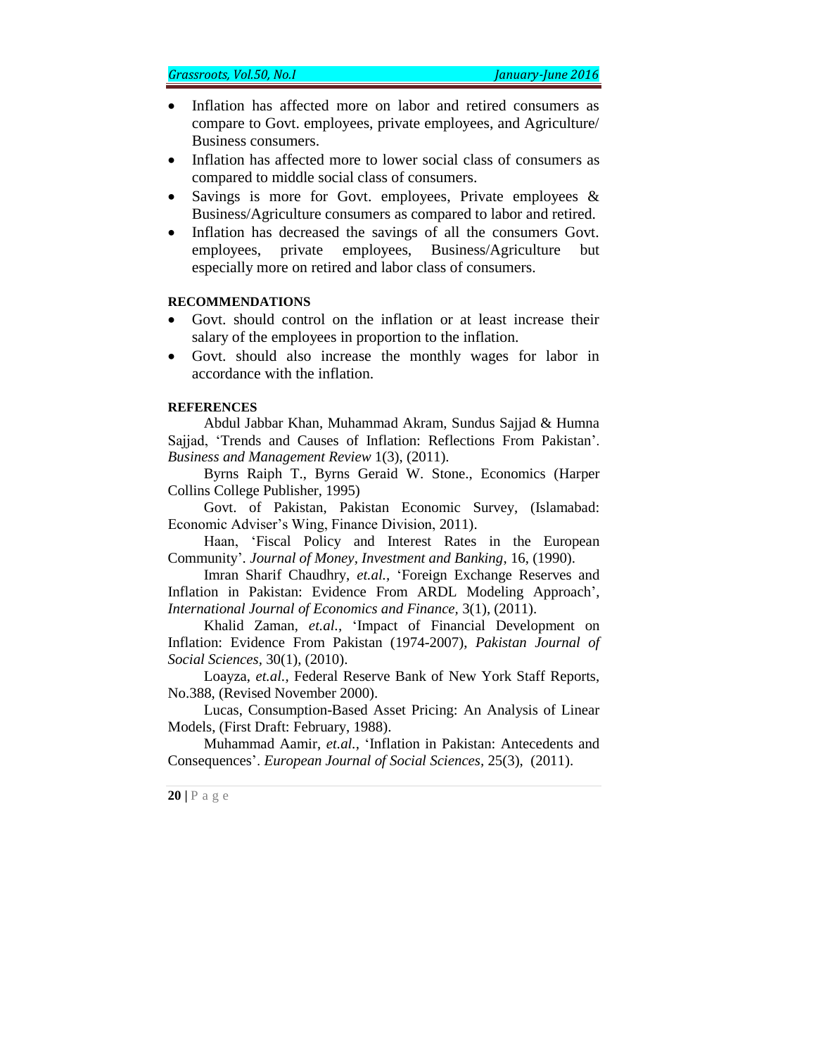- Inflation has affected more on labor and retired consumers as compare to Govt. employees, private employees, and Agriculture/ Business consumers.
- Inflation has affected more to lower social class of consumers as compared to middle social class of consumers.
- Savings is more for Govt. employees, Private employees & Business/Agriculture consumers as compared to labor and retired.
- Inflation has decreased the savings of all the consumers Govt. employees, private employees, Business/Agriculture but especially more on retired and labor class of consumers.

**RECOMMENDATIONS**

- Govt. should control on the inflation or at least increase their salary of the employees in proportion to the inflation.
- Govt. should also increase the monthly wages for labor in accordance with the inflation.

**REFERENCES**

Abdul Jabbar Khan, Muhammad Akram, Sundus Sajjad & Humna Sajjad, 'Trends and Causes of Inflation: Reflections From Pakistan'. *Business and Management Review* 1(3), (2011).

Byrns Raiph T., Byrns Geraid W. Stone., Economics (Harper Collins College Publisher, 1995)

Govt. of Pakistan, Pakistan Economic Survey, (Islamabad: Economic Adviser's Wing, Finance Division, 2011).

Haan, 'Fiscal Policy and Interest Rates in the European Community'. *Journal of Money, Investment and Banking*, 16, (1990).

Imran Sharif Chaudhry, *et.al.,* 'Foreign Exchange Reserves and Inflation in Pakistan: Evidence From ARDL Modeling Approach', *International Journal of Economics and Finance,* 3(1), (2011).

Khalid Zaman, *et.al.,* 'Impact of Financial Development on Inflation: Evidence From Pakistan (1974-2007), *Pakistan Journal of Social Sciences,* 30(1), (2010).

Loayza, *et.al.,* Federal Reserve Bank of New York Staff Reports, No.388, (Revised November 2000).

Lucas, Consumption-Based Asset Pricing: An Analysis of Linear Models, (First Draft: February, 1988).

Muhammad Aamir, *et.al.*, 'Inflation in Pakistan: Antecedents and Consequences'. *European Journal of Social Sciences,* 25(3), (2011).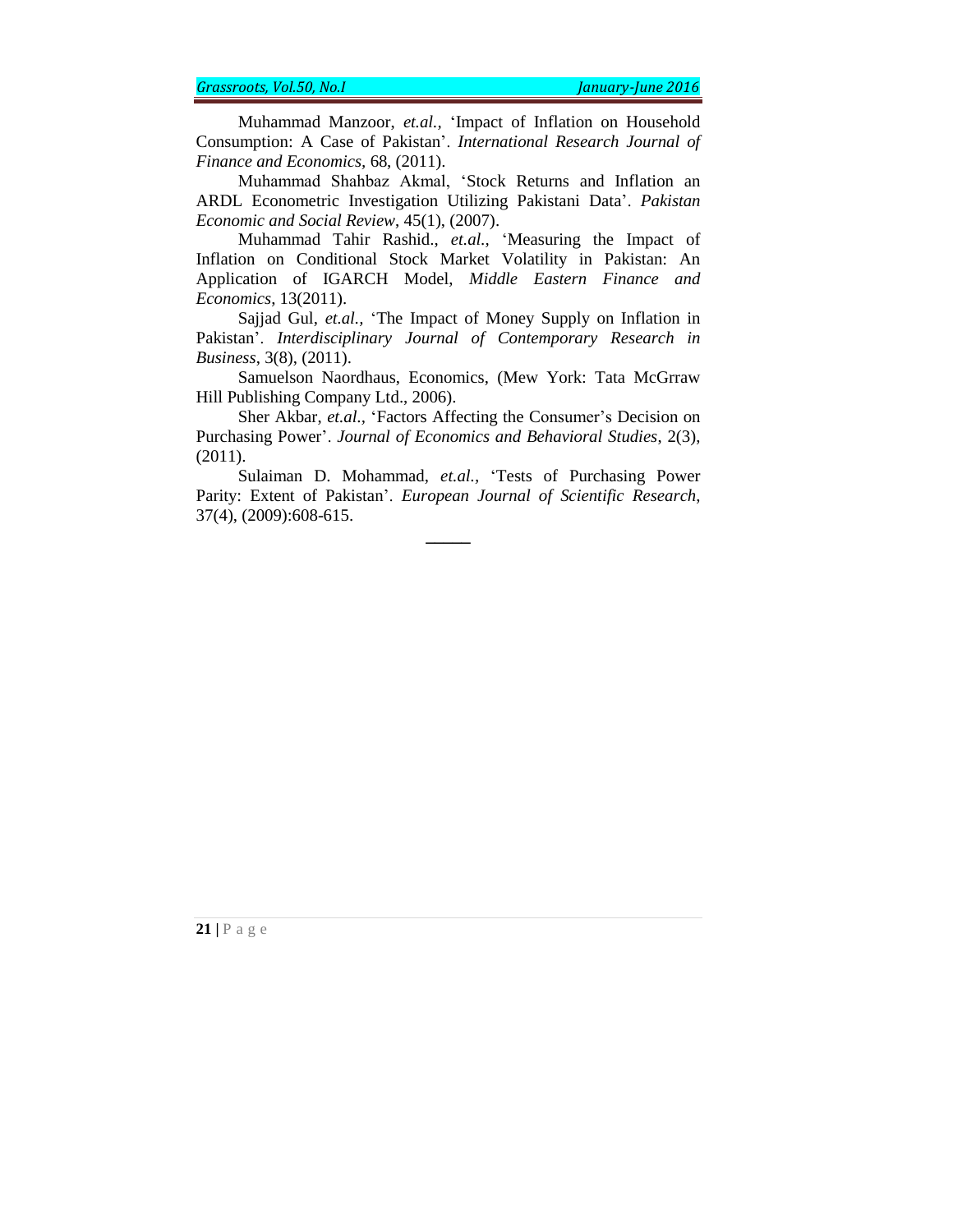Muhammad Manzoor, *et.al.,* 'Impact of Inflation on Household Consumption: A Case of Pakistan'. *International Research Journal of Finance and Economics,* 68, (2011).

Muhammad Shahbaz Akmal, 'Stock Returns and Inflation an ARDL Econometric Investigation Utilizing Pakistani Data'. *Pakistan Economic and Social Review*, 45(1), (2007).

Muhammad Tahir Rashid., *et.al.,* 'Measuring the Impact of Inflation on Conditional Stock Market Volatility in Pakistan: An Application of IGARCH Model, *Middle Eastern Finance and Economics*, 13(2011).

Sajjad Gul, *et.al.,* 'The Impact of Money Supply on Inflation in Pakistan'. *Interdisciplinary Journal of Contemporary Research in Business*, 3(8), (2011).

Samuelson Naordhaus, Economics, (Mew York: Tata McGrraw Hill Publishing Company Ltd., 2006).

Sher Akbar, *et.al.,* 'Factors Affecting the Consumer's Decision on Purchasing Power'. *Journal of Economics and Behavioral Studies*, 2(3), (2011).

Sulaiman D. Mohammad, *et.al.,* 'Tests of Purchasing Power Parity: Extent of Pakistan'. *European Journal of Scientific Research*, 37(4), (2009):608-615.